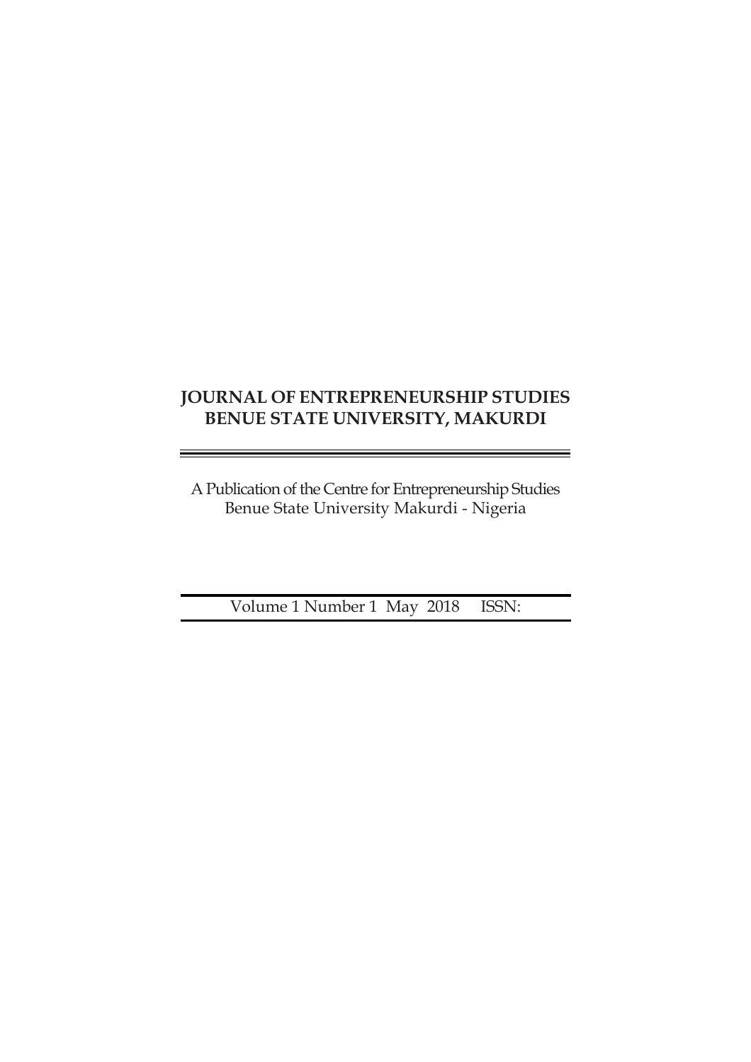# JOURNAL OF ENTREPRENEURSHIP STUDIES BENUE STATE UNIVERSITY, MAKURDI

A Publication of the Centre for Entrepreneurship Studies
Benue State University Makurdi - Nigeria

Volume 1 Number 1 May 2018 ISSN: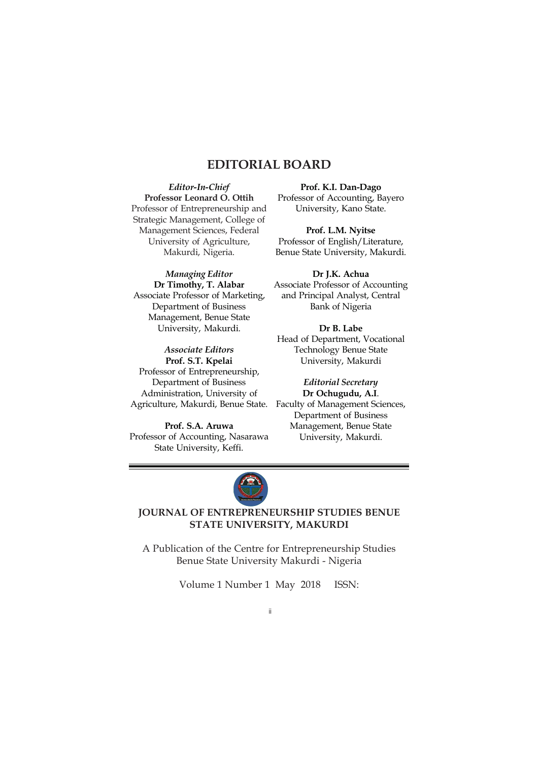# EDITORIAL BOARD

*Editor-In-Chief*
**Professor Leonard O. Ottih**
Professor of Entrepreneurship and Strategic Management, College of Management Sciences, Federal University of Agriculture, Makurdi, Nigeria.

*Managing Editor*
**Dr Timothy, T. Alabar**
Associate Professor of Marketing, Department of Business Management, Benue State University, Makurdi.

*Associate Editors*
**Prof. S.T. Kpelai**
Professor of Entrepreneurship, Department of Business Administration, University of Agriculture, Makurdi, Benue State.

**Prof. S.A. Aruwa**
Professor of Accounting, Nasarawa State University, Keffi.

**Prof. K.I. Dan-Dago**
Professor of Accounting, Bayero University, Kano State.

**Prof. L.M. Nyitse**
Professor of English/Literature, Benue State University, Makurdi.

**Dr J.K. Achua**
Associate Professor of Accounting and Principal Analyst, Central Bank of Nigeria

**Dr B. Labe**
Head of Department, Vocational Technology Benue State University, Makurdi

*Editorial Secretary*
**Dr Ochugudu, A.I**.
Faculty of Management Sciences, Department of Business Management, Benue State University, Makurdi.

---

**JOURNAL OF ENTREPRENEURSHIP STUDIES BENUE STATE UNIVERSITY, MAKURDI**

A Publication of the Centre for Entrepreneurship Studies Benue State University Makurdi - Nigeria

Volume 1 Number 1 May 2018 ISSN: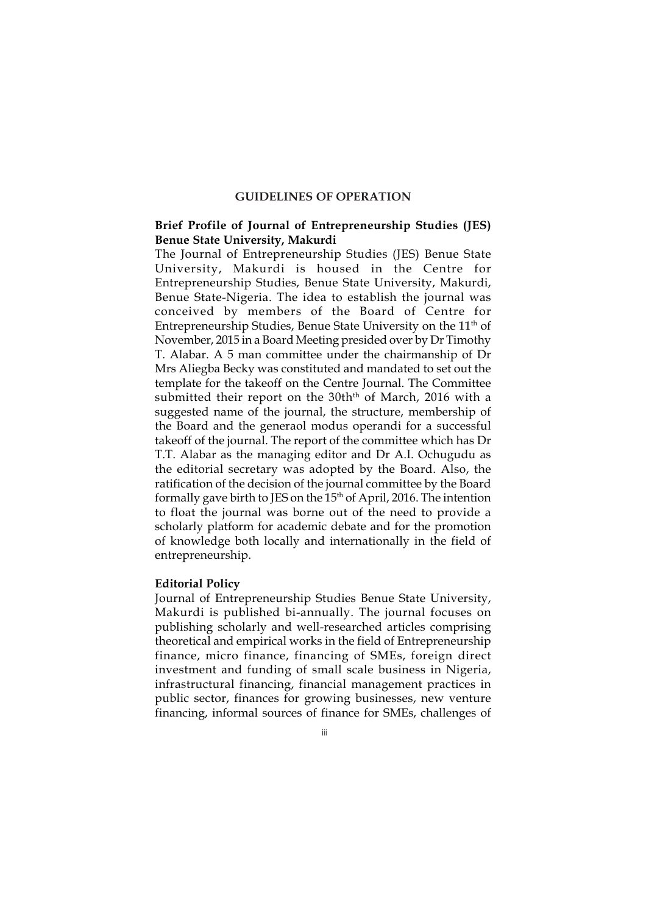# GUIDELINES OF OPERATION

## Brief Profile of Journal of Entrepreneurship Studies (JES) Benue State University, Makurdi

The Journal of Entrepreneurship Studies (JES) Benue State University, Makurdi is housed in the Centre for Entrepreneurship Studies, Benue State University, Makurdi, Benue State-Nigeria. The idea to establish the journal was conceived by members of the Board of Centre for Entrepreneurship Studies, Benue State University on the 11th of November, 2015 in a Board Meeting presided over by Dr Timothy T. Alabar. A 5 man committee under the chairmanship of Dr Mrs Aliegba Becky was constituted and mandated to set out the template for the takeoff on the Centre Journal. The Committee submitted their report on the 30thth of March, 2016 with a suggested name of the journal, the structure, membership of the Board and the generaol modus operandi for a successful takeoff of the journal. The report of the committee which has Dr T.T. Alabar as the managing editor and Dr A.I. Ochugudu as the editorial secretary was adopted by the Board. Also, the ratification of the decision of the journal committee by the Board formally gave birth to JES on the 15th of April, 2016. The intention to float the journal was borne out of the need to provide a scholarly platform for academic debate and for the promotion of knowledge both locally and internationally in the field of entrepreneurship.

## Editorial Policy

Journal of Entrepreneurship Studies Benue State University, Makurdi is published bi-annually. The journal focuses on publishing scholarly and well-researched articles comprising theoretical and empirical works in the field of Entrepreneurship finance, micro finance, financing of SMEs, foreign direct investment and funding of small scale business in Nigeria, infrastructural financing, financial management practices in public sector, finances for growing businesses, new venture financing, informal sources of finance for SMEs, challenges of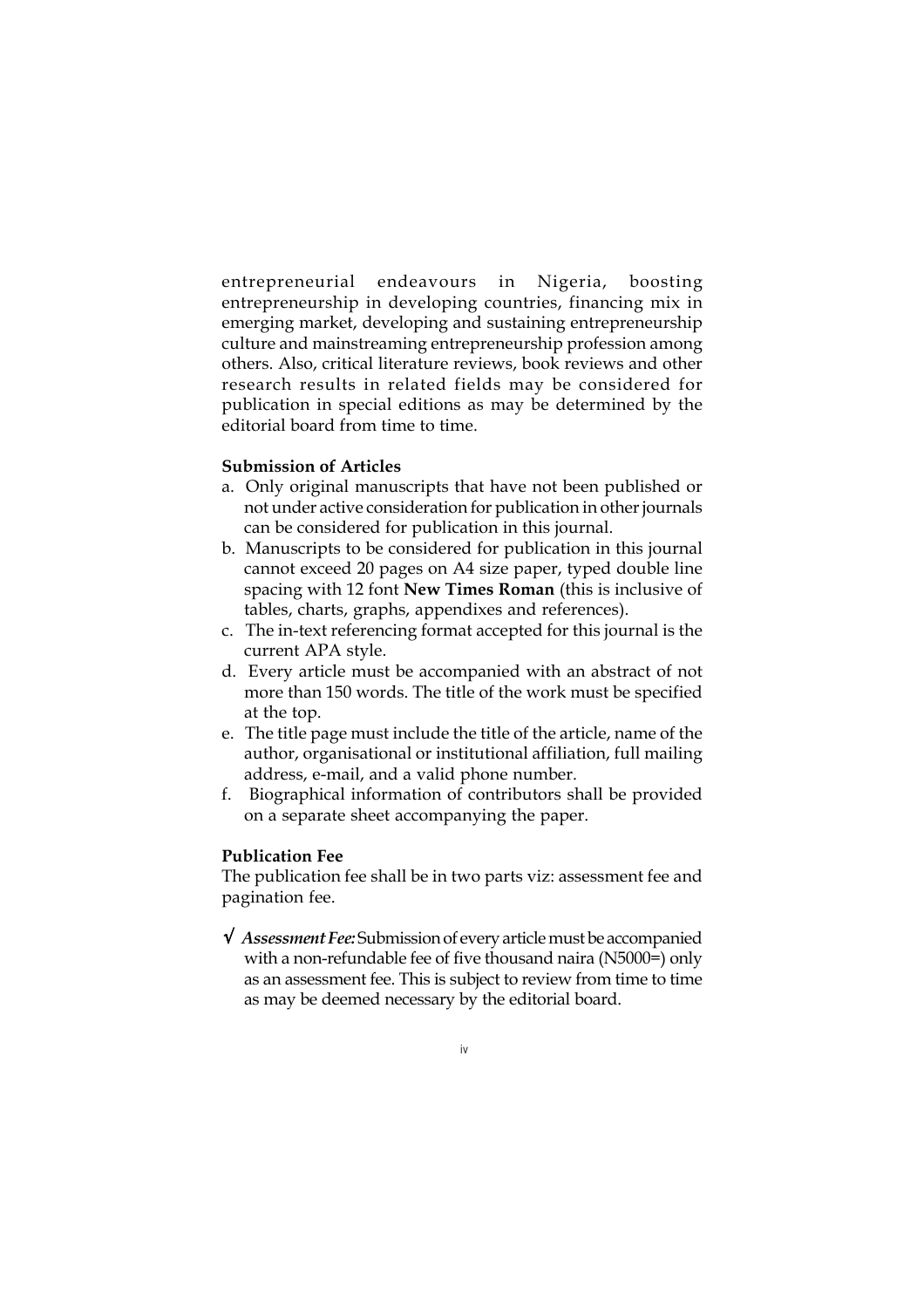entrepreneurial endeavours in Nigeria, boosting entrepreneurship in developing countries, financing mix in emerging market, developing and sustaining entrepreneurship culture and mainstreaming entrepreneurship profession among others. Also, critical literature reviews, book reviews and other research results in related fields may be considered for publication in special editions as may be determined by the editorial board from time to time.

**Submission of Articles**

a. Only original manuscripts that have not been published or not under active consideration for publication in other journals can be considered for publication in this journal.
b. Manuscripts to be considered for publication in this journal cannot exceed 20 pages on A4 size paper, typed double line spacing with 12 font **New Times Roman** (this is inclusive of tables, charts, graphs, appendixes and references).
c. The in-text referencing format accepted for this journal is the current APA style.
d. Every article must be accompanied with an abstract of not more than 150 words. The title of the work must be specified at the top.
e. The title page must include the title of the article, name of the author, organisational or institutional affiliation, full mailing address, e-mail, and a valid phone number.
f. Biographical information of contributors shall be provided on a separate sheet accompanying the paper.

**Publication Fee**

The publication fee shall be in two parts viz: assessment fee and pagination fee.

√ ***Assessment Fee:*** Submission of every article must be accompanied with a non-refundable fee of five thousand naira (N5000=) only as an assessment fee. This is subject to review from time to time as may be deemed necessary by the editorial board.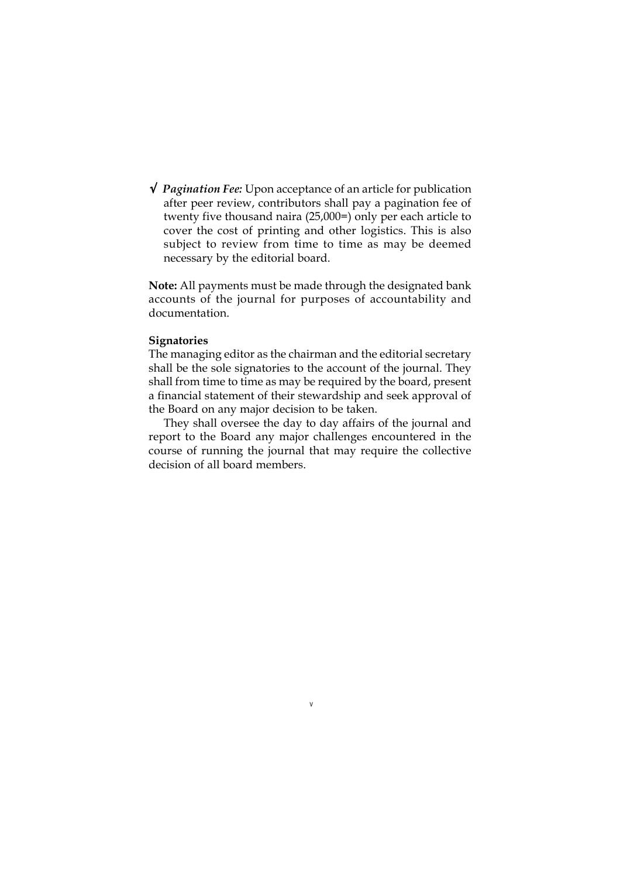√ *Pagination Fee:* Upon acceptance of an article for publication after peer review, contributors shall pay a pagination fee of twenty five thousand naira (25,000=) only per each article to cover the cost of printing and other logistics. This is also subject to review from time to time as may be deemed necessary by the editorial board.

**Note:** All payments must be made through the designated bank accounts of the journal for purposes of accountability and documentation.

**Signatories**

The managing editor as the chairman and the editorial secretary shall be the sole signatories to the account of the journal. They shall from time to time as may be required by the board, present a financial statement of their stewardship and seek approval of the Board on any major decision to be taken.

They shall oversee the day to day affairs of the journal and report to the Board any major challenges encountered in the course of running the journal that may require the collective decision of all board members.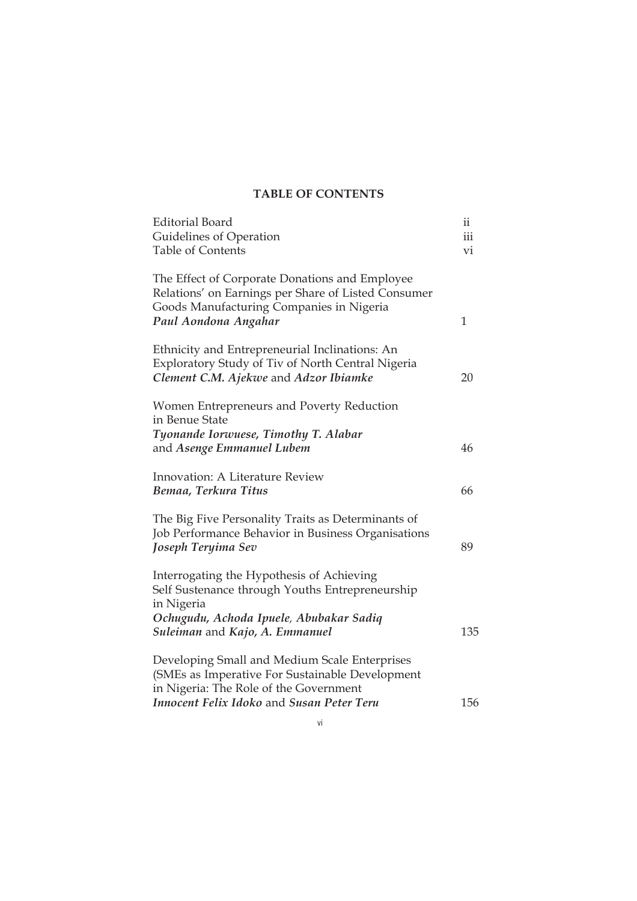## TABLE OF CONTENTS

| | |
|---|---|
| Editorial Board | ii |
| Guidelines of Operation | iii |
| Table of Contents | vi |
| The Effect of Corporate Donations and Employee Relations' on Earnings per Share of Listed Consumer Goods Manufacturing Companies in Nigeria<br>***Paul Aondona Angahar*** | 1 |
| Ethnicity and Entrepreneurial Inclinations: An Exploratory Study of Tiv of North Central Nigeria<br>***Clement C.M. Ajekwe*** and ***Adzor Ibiamke*** | 20 |
| Women Entrepreneurs and Poverty Reduction in Benue State<br>***Tyonande Iorwuese, Timothy T. Alabar*** and ***Asenge Emmanuel Lubem*** | 46 |
| Innovation: A Literature Review<br>***Bemaa, Terkura Titus*** | 66 |
| The Big Five Personality Traits as Determinants of Job Performance Behavior in Business Organisations<br>***Joseph Teryima Sev*** | 89 |
| Interrogating the Hypothesis of Achieving Self Sustenance through Youths Entrepreneurship in Nigeria<br>***Ochugudu, Achoda Ipuele, Abubakar Sadiq Suleiman*** and ***Kajo, A. Emmanuel*** | 135 |
| Developing Small and Medium Scale Enterprises (SMEs as Imperative For Sustainable Development in Nigeria: The Role of the Government<br>***Innocent Felix Idoko*** and ***Susan Peter Teru*** | 156 |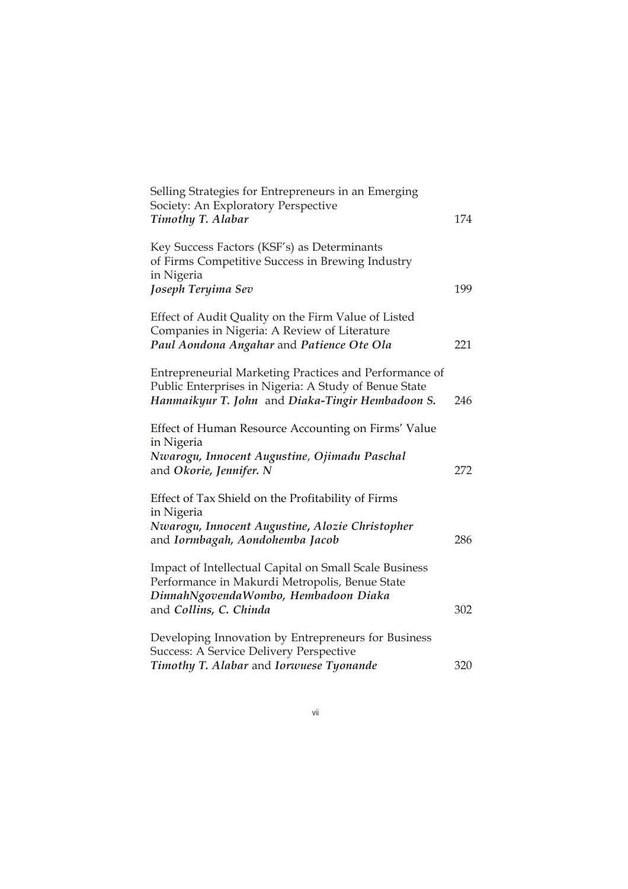Selling Strategies for Entrepreneurs in an Emerging Society: An Exploratory Perspective
***Timothy T. Alabar*** 174

Key Success Factors (KSF's) as Determinants of Firms Competitive Success in Brewing Industry in Nigeria
***Joseph Teryima Sev*** 199

Effect of Audit Quality on the Firm Value of Listed Companies in Nigeria: A Review of Literature
***Paul Aondona Angahar*** and ***Patience Ote Ola*** 221

Entrepreneurial Marketing Practices and Performance of Public Enterprises in Nigeria: A Study of Benue State
***Hanmaikyur T. John*** and ***Diaka-Tingir Hembadoon S.*** 246

Effect of Human Resource Accounting on Firms' Value in Nigeria
***Nwarogu, Innocent Augustine***, ***Ojimadu Paschal*** and ***Okorie, Jennifer. N*** 272

Effect of Tax Shield on the Profitability of Firms in Nigeria
***Nwarogu, Innocent Augustine, Alozie Christopher*** and ***Iormbagah, Aondohemba Jacob*** 286

Impact of Intellectual Capital on Small Scale Business Performance in Makurdi Metropolis, Benue State
***DinnahNgovendaWombo, Hembadoon Diaka*** and ***Collins, C. Chinda*** 302

Developing Innovation by Entrepreneurs for Business Success: A Service Delivery Perspective
***Timothy T. Alabar*** and ***Iorwuese Tyonande*** 320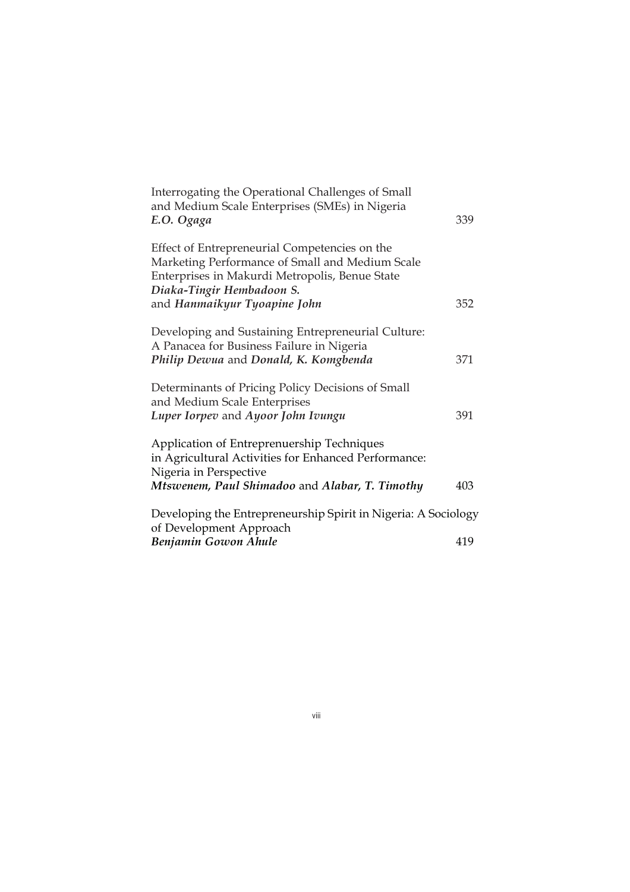Interrogating the Operational Challenges of Small and Medium Scale Enterprises (SMEs) in Nigeria
***E.O. Ogaga*** 339

Effect of Entrepreneurial Competencies on the Marketing Performance of Small and Medium Scale Enterprises in Makurdi Metropolis, Benue State
***Diaka-Tingir Hembadoon S.*** and ***Hanmaikyur Tyoapine John*** 352

Developing and Sustaining Entrepreneurial Culture: A Panacea for Business Failure in Nigeria
***Philip Dewua*** and ***Donald, K. Komgbenda*** 371

Determinants of Pricing Policy Decisions of Small and Medium Scale Enterprises
***Luper Iorpev*** and ***Ayoor John Ivungu*** 391

Application of Entreprenuership Techniques in Agricultural Activities for Enhanced Performance: Nigeria in Perspective
***Mtswenem, Paul Shimadoo*** and ***Alabar, T. Timothy*** 403

Developing the Entrepreneurship Spirit in Nigeria: A Sociology of Development Approach
***Benjamin Gowon Ahule*** 419